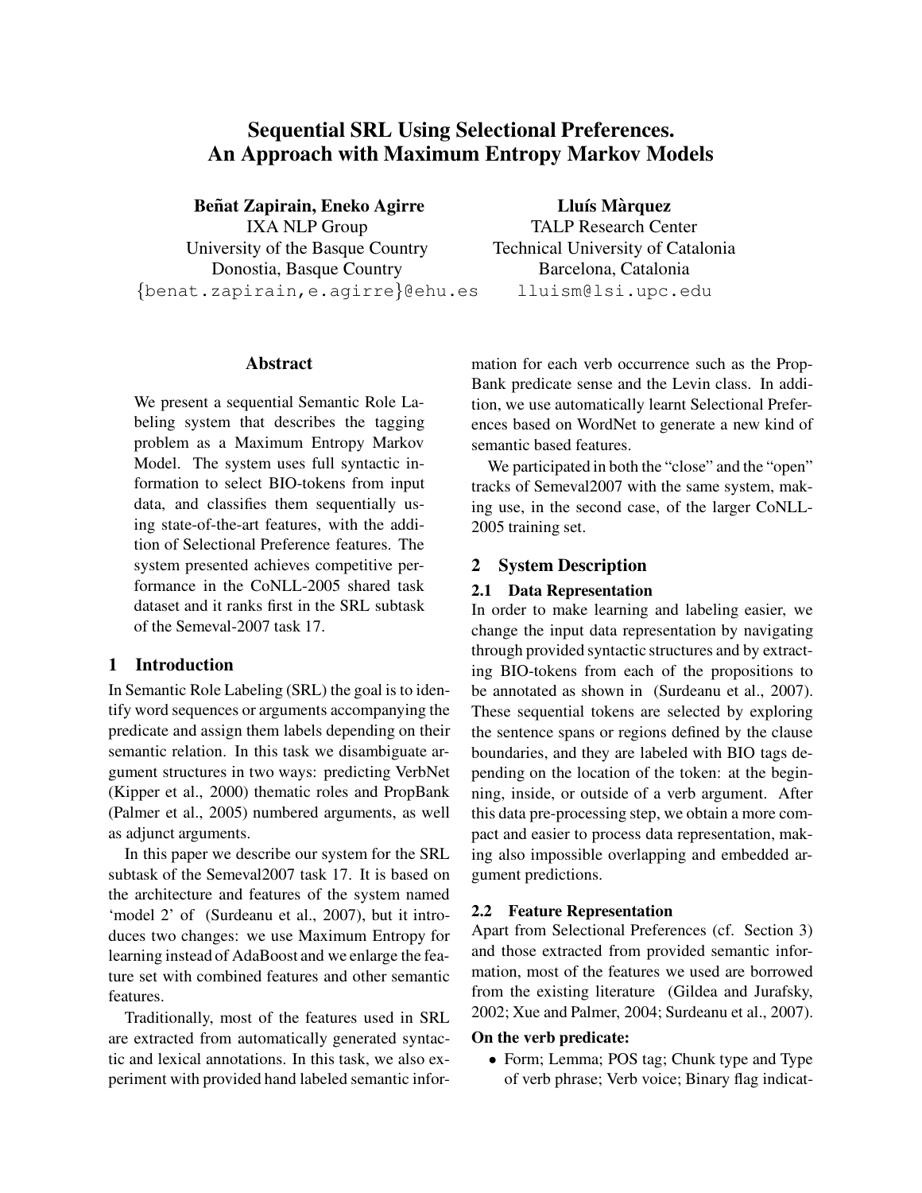# Sequential SRL Using Selectional Preferences. An Approach with Maximum Entropy Markov Models

**Beñat Zapirain, Eneko Agirre**
IXA NLP Group
University of the Basque Country
Donostia, Basque Country
{benat.zapirain,e.agirre}@ehu.es

**Lluís Màrquez**
TALP Research Center
Technical University of Catalonia
Barcelona, Catalonia
lluism@lsi.upc.edu

## Abstract

We present a sequential Semantic Role Labeling system that describes the tagging problem as a Maximum Entropy Markov Model. The system uses full syntactic information to select BIO-tokens from input data, and classifies them sequentially using state-of-the-art features, with the addition of Selectional Preference features. The system presented achieves competitive performance in the CoNLL-2005 shared task dataset and it ranks first in the SRL subtask of the Semeval-2007 task 17.

## 1 Introduction

In Semantic Role Labeling (SRL) the goal is to identify word sequences or arguments accompanying the predicate and assign them labels depending on their semantic relation. In this task we disambiguate argument structures in two ways: predicting VerbNet (Kipper et al., 2000) thematic roles and PropBank (Palmer et al., 2005) numbered arguments, as well as adjunct arguments.

In this paper we describe our system for the SRL subtask of the Semeval2007 task 17. It is based on the architecture and features of the system named 'model 2' of (Surdeanu et al., 2007), but it introduces two changes: we use Maximum Entropy for learning instead of AdaBoost and we enlarge the feature set with combined features and other semantic features.

Traditionally, most of the features used in SRL are extracted from automatically generated syntactic and lexical annotations. In this task, we also experiment with provided hand labeled semantic information for each verb occurrence such as the PropBank predicate sense and the Levin class. In addition, we use automatically learnt Selectional Preferences based on WordNet to generate a new kind of semantic based features.

We participated in both the "close" and the "open" tracks of Semeval2007 with the same system, making use, in the second case, of the larger CoNLL-2005 training set.

## 2 System Description

### 2.1 Data Representation

In order to make learning and labeling easier, we change the input data representation by navigating through provided syntactic structures and by extracting BIO-tokens from each of the propositions to be annotated as shown in (Surdeanu et al., 2007). These sequential tokens are selected by exploring the sentence spans or regions defined by the clause boundaries, and they are labeled with BIO tags depending on the location of the token: at the beginning, inside, or outside of a verb argument. After this data pre-processing step, we obtain a more compact and easier to process data representation, making also impossible overlapping and embedded argument predictions.

### 2.2 Feature Representation

Apart from Selectional Preferences (cf. Section 3) and those extracted from provided semantic information, most of the features we used are borrowed from the existing literature (Gildea and Jurafsky, 2002; Xue and Palmer, 2004; Surdeanu et al., 2007).

**On the verb predicate:**

- Form; Lemma; POS tag; Chunk type and Type of verb phrase; Verb voice; Binary flag indicat-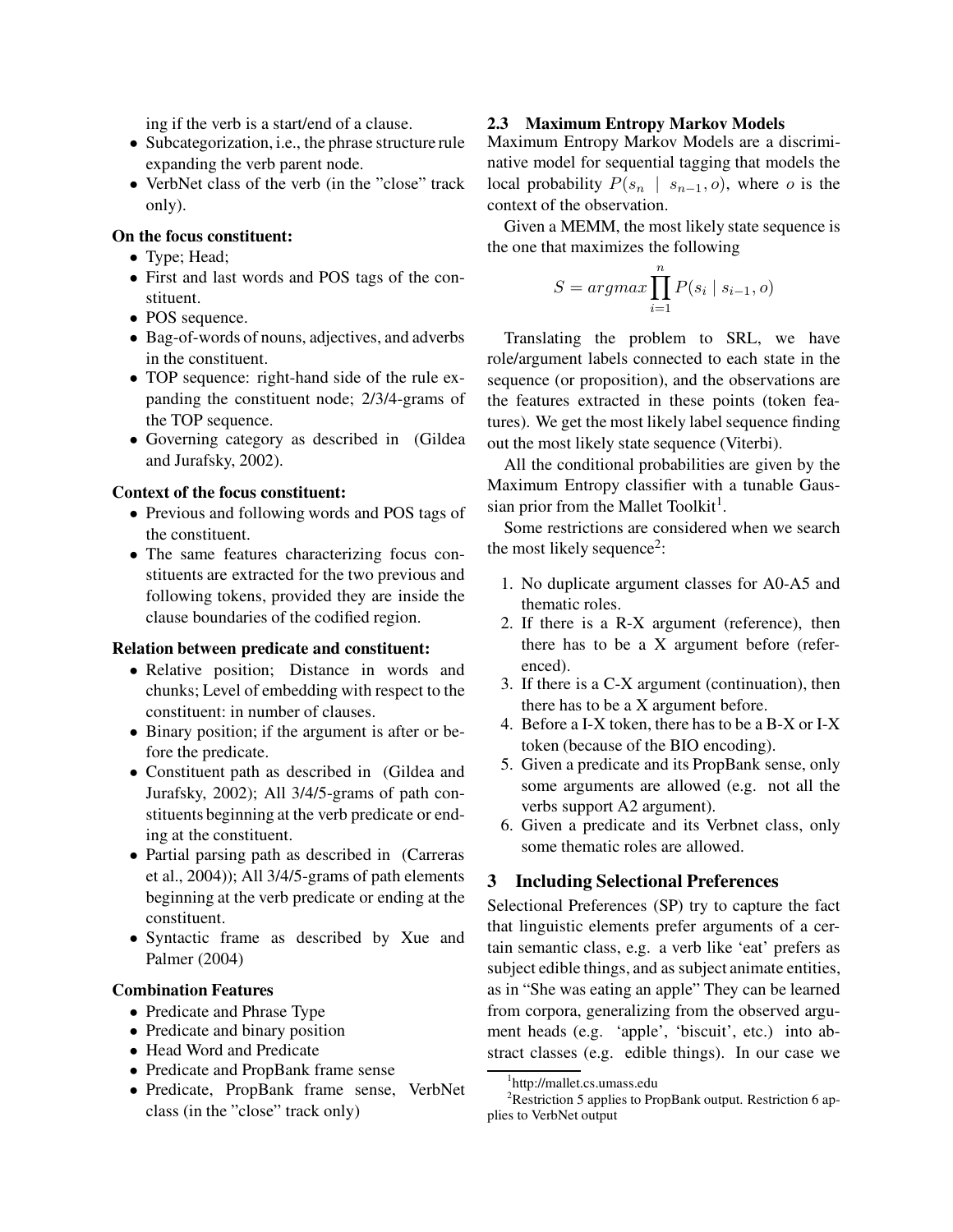ing if the verb is a start/end of a clause.

- Subcategorization, i.e., the phrase structure rule expanding the verb parent node.
- VerbNet class of the verb (in the "close" track only).

**On the focus constituent:**

- Type; Head;
- First and last words and POS tags of the constituent.
- POS sequence.
- Bag-of-words of nouns, adjectives, and adverbs in the constituent.
- TOP sequence: right-hand side of the rule expanding the constituent node; 2/3/4-grams of the TOP sequence.
- Governing category as described in (Gildea and Jurafsky, 2002).

**Context of the focus constituent:**

- Previous and following words and POS tags of the constituent.
- The same features characterizing focus constituents are extracted for the two previous and following tokens, provided they are inside the clause boundaries of the codified region.

**Relation between predicate and constituent:**

- Relative position; Distance in words and chunks; Level of embedding with respect to the constituent: in number of clauses.
- Binary position; if the argument is after or before the predicate.
- Constituent path as described in (Gildea and Jurafsky, 2002); All 3/4/5-grams of path constituents beginning at the verb predicate or ending at the constituent.
- Partial parsing path as described in (Carreras et al., 2004)); All 3/4/5-grams of path elements beginning at the verb predicate or ending at the constituent.
- Syntactic frame as described by Xue and Palmer (2004)

**Combination Features**

- Predicate and Phrase Type
- Predicate and binary position
- Head Word and Predicate
- Predicate and PropBank frame sense
- Predicate, PropBank frame sense, VerbNet class (in the "close" track only)

### 2.3 Maximum Entropy Markov Models

Maximum Entropy Markov Models are a discriminative model for sequential tagging that models the local probability $P(s_n \mid s_{n-1}, o)$, where $o$ is the context of the observation.

Given a MEMM, the most likely state sequence is the one that maximizes the following

$$S = argmax \prod_{i=1}^{n} P(s_i \mid s_{i-1}, o)$$

Translating the problem to SRL, we have role/argument labels connected to each state in the sequence (or proposition), and the observations are the features extracted in these points (token features). We get the most likely label sequence finding out the most likely state sequence (Viterbi).

All the conditional probabilities are given by the Maximum Entropy classifier with a tunable Gaussian prior from the Mallet Toolkit[1].

Some restrictions are considered when we search the most likely sequence[2]:

1. No duplicate argument classes for A0-A5 and thematic roles.
2. If there is a R-X argument (reference), then there has to be a X argument before (referenced).
3. If there is a C-X argument (continuation), then there has to be a X argument before.
4. Before a I-X token, there has to be a B-X or I-X token (because of the BIO encoding).
5. Given a predicate and its PropBank sense, only some arguments are allowed (e.g. not all the verbs support A2 argument).
6. Given a predicate and its Verbnet class, only some thematic roles are allowed.

## 3 Including Selectional Preferences

Selectional Preferences (SP) try to capture the fact that linguistic elements prefer arguments of a certain semantic class, e.g. a verb like 'eat' prefers as subject edible things, and as subject animate entities, as in "She was eating an apple" They can be learned from corpora, generalizing from the observed argument heads (e.g. 'apple', 'biscuit', etc.) into abstract classes (e.g. edible things). In our case we

[1] http://mallet.cs.umass.edu

[2] Restriction 5 applies to PropBank output. Restriction 6 applies to VerbNet output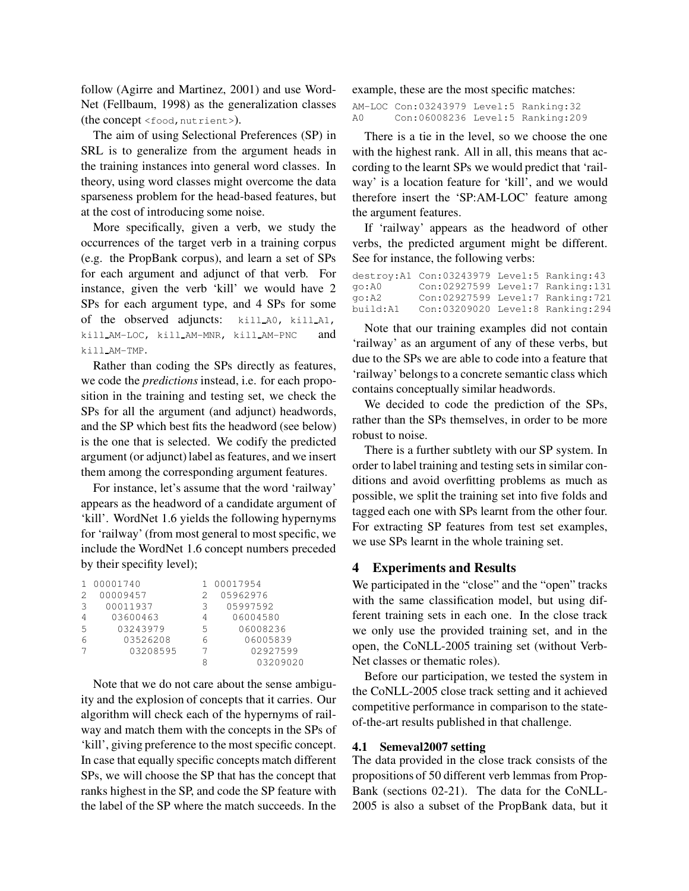follow (Agirre and Martinez, 2001) and use WordNet (Fellbaum, 1998) as the generalization classes (the concept `<food,nutrient>`).

The aim of using Selectional Preferences (SP) in SRL is to generalize from the argument heads in the training instances into general word classes. In theory, using word classes might overcome the data sparseness problem for the head-based features, but at the cost of introducing some noise.

More specifically, given a verb, we study the occurrences of the target verb in a training corpus (e.g. the PropBank corpus), and learn a set of SPs for each argument and adjunct of that verb. For instance, given the verb 'kill' we would have 2 SPs for each argument type, and 4 SPs for some of the observed adjuncts: `kill_A0`, `kill_A1`, `kill_AM-LOC`, `kill_AM-MNR`, `kill_AM-PNC` and `kill_AM-TMP`.

Rather than coding the SPs directly as features, we code the *predictions* instead, i.e. for each proposition in the training and testing set, we check the SPs for all the argument (and adjunct) headwords, and the SP which best fits the headword (see below) is the one that is selected. We codify the predicted argument (or adjunct) label as features, and we insert them among the corresponding argument features.

For instance, let's assume that the word 'railway' appears as the headword of a candidate argument of 'kill'. WordNet 1.6 yields the following hypernyms for 'railway' (from most general to most specific, we include the WordNet 1.6 concept numbers preceded by their specifity level);

```
1 00001740            1 00017954
2  00009457           2  05962976
3   00011937          3   05997592
4    03600463         4    06004580
5     03243979        5     06008236
6      03526208       6      06005839
7       03208595      7       02927599
                      8        03209020
```

Note that we do not care about the sense ambiguity and the explosion of concepts that it carries. Our algorithm will check each of the hypernyms of railway and match them with the concepts in the SPs of 'kill', giving preference to the most specific concept. In case that equally specific concepts match different SPs, we will choose the SP that has the concept that ranks highest in the SP, and code the SP feature with the label of the SP where the match succeeds. In the example, these are the most specific matches:

```
AM-LOC Con:03243979 Level:5 Ranking:32
A0     Con:06008236 Level:5 Ranking:209
```

There is a tie in the level, so we choose the one with the highest rank. All in all, this means that according to the learnt SPs we would predict that 'railway' is a location feature for 'kill', and we would therefore insert the 'SP:AM-LOC' feature among the argument features.

If 'railway' appears as the headword of other verbs, the predicted argument might be different. See for instance, the following verbs:

```
destroy:A1 Con:03243979 Level:5 Ranking:43
go:A0      Con:02927599 Level:7 Ranking:131
go:A2      Con:02927599 Level:7 Ranking:721
build:A1   Con:03209020 Level:8 Ranking:294
```

Note that our training examples did not contain 'railway' as an argument of any of these verbs, but due to the SPs we are able to code into a feature that 'railway' belongs to a concrete semantic class which contains conceptually similar headwords.

We decided to code the prediction of the SPs, rather than the SPs themselves, in order to be more robust to noise.

There is a further subtlety with our SP system. In order to label training and testing sets in similar conditions and avoid overfitting problems as much as possible, we split the training set into five folds and tagged each one with SPs learnt from the other four. For extracting SP features from test set examples, we use SPs learnt in the whole training set.

## 4 Experiments and Results

We participated in the "close" and the "open" tracks with the same classification model, but using different training sets in each one. In the close track we only use the provided training set, and in the open, the CoNLL-2005 training set (without VerbNet classes or thematic roles).

Before our participation, we tested the system in the CoNLL-2005 close track setting and it achieved competitive performance in comparison to the state-of-the-art results published in that challenge.

### 4.1 Semeval2007 setting

The data provided in the close track consists of the propositions of 50 different verb lemmas from PropBank (sections 02-21). The data for the CoNLL-2005 is also a subset of the PropBank data, but it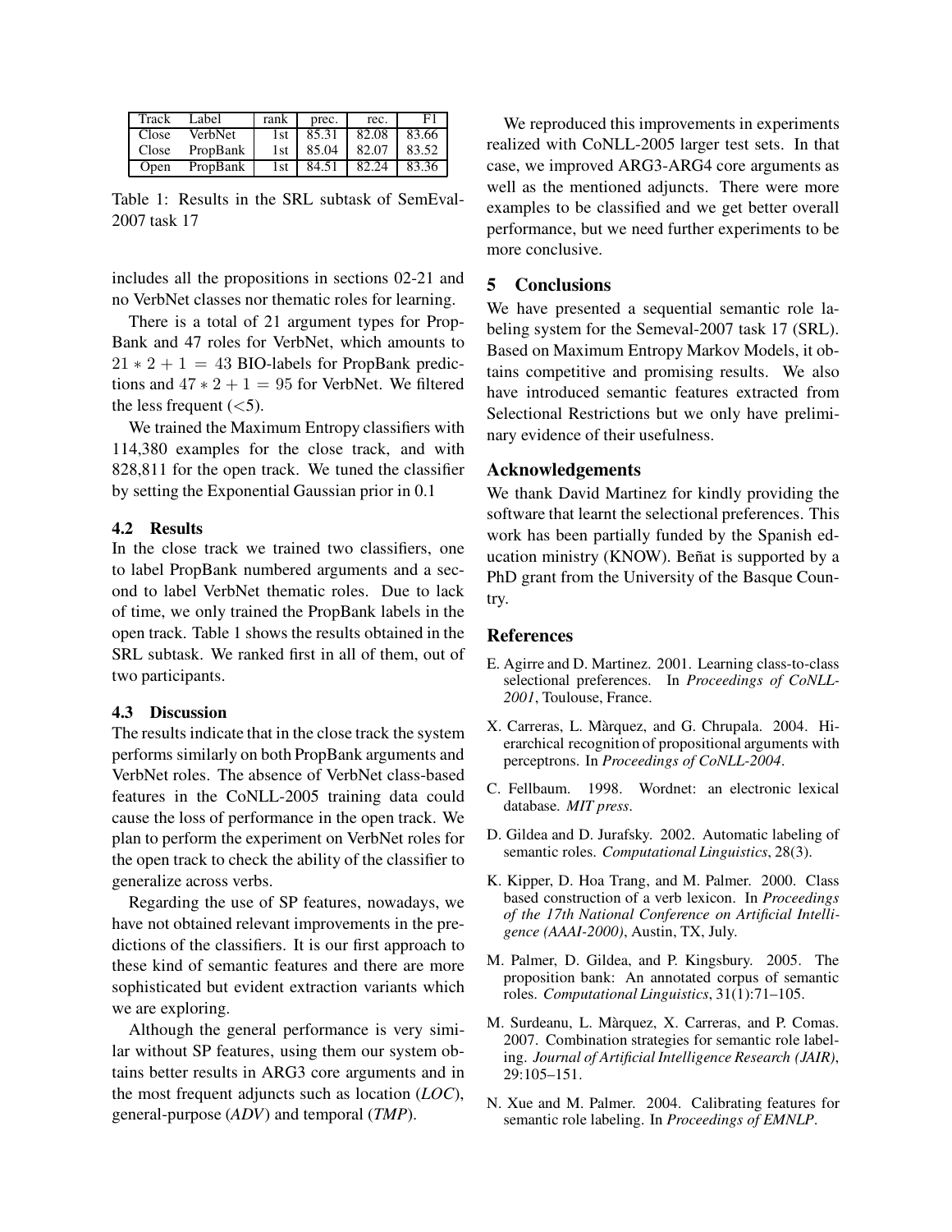| Track | Label | rank | prec. | rec. | F1 |
|---|---|---|---|---|---|
| Close | VerbNet | 1st | 85.31 | 82.08 | 83.66 |
| Close | PropBank | 1st | 85.04 | 82.07 | 83.52 |
| Open | PropBank | 1st | 84.51 | 82.24 | 83.36 |

Table 1: Results in the SRL subtask of SemEval-2007 task 17

includes all the propositions in sections 02-21 and no VerbNet classes nor thematic roles for learning.

There is a total of 21 argument types for PropBank and 47 roles for VerbNet, which amounts to $21 * 2 + 1 = 43$ BIO-labels for PropBank predictions and $47 * 2 + 1 = 95$ for VerbNet. We filtered the less frequent ($<5$).

We trained the Maximum Entropy classifiers with 114,380 examples for the close track, and with 828,811 for the open track. We tuned the classifier by setting the Exponential Gaussian prior in 0.1

### 4.2 Results

In the close track we trained two classifiers, one to label PropBank numbered arguments and a second to label VerbNet thematic roles. Due to lack of time, we only trained the PropBank labels in the open track. Table 1 shows the results obtained in the SRL subtask. We ranked first in all of them, out of two participants.

### 4.3 Discussion

The results indicate that in the close track the system performs similarly on both PropBank arguments and VerbNet roles. The absence of VerbNet class-based features in the CoNLL-2005 training data could cause the loss of performance in the open track. We plan to perform the experiment on VerbNet roles for the open track to check the ability of the classifier to generalize across verbs.

Regarding the use of SP features, nowadays, we have not obtained relevant improvements in the predictions of the classifiers. It is our first approach to these kind of semantic features and there are more sophisticated but evident extraction variants which we are exploring.

Although the general performance is very similar without SP features, using them our system obtains better results in ARG3 core arguments and in the most frequent adjuncts such as location (*LOC*), general-purpose (*ADV*) and temporal (*TMP*).

We reproduced this improvements in experiments realized with CoNLL-2005 larger test sets. In that case, we improved ARG3-ARG4 core arguments as well as the mentioned adjuncts. There were more examples to be classified and we get better overall performance, but we need further experiments to be more conclusive.

## 5 Conclusions

We have presented a sequential semantic role labeling system for the Semeval-2007 task 17 (SRL). Based on Maximum Entropy Markov Models, it obtains competitive and promising results. We also have introduced semantic features extracted from Selectional Restrictions but we only have preliminary evidence of their usefulness.

## Acknowledgements

We thank David Martinez for kindly providing the software that learnt the selectional preferences. This work has been partially funded by the Spanish education ministry (KNOW). Beñat is supported by a PhD grant from the University of the Basque Country.

## References

E. Agirre and D. Martinez. 2001. Learning class-to-class selectional preferences. In *Proceedings of CoNLL-2001*, Toulouse, France.

X. Carreras, L. Màrquez, and G. Chrupala. 2004. Hierarchical recognition of propositional arguments with perceptrons. In *Proceedings of CoNLL-2004*.

C. Fellbaum. 1998. Wordnet: an electronic lexical database. *MIT press*.

D. Gildea and D. Jurafsky. 2002. Automatic labeling of semantic roles. *Computational Linguistics*, 28(3).

K. Kipper, D. Hoa Trang, and M. Palmer. 2000. Class based construction of a verb lexicon. In *Proceedings of the 17th National Conference on Artificial Intelligence (AAAI-2000)*, Austin, TX, July.

M. Palmer, D. Gildea, and P. Kingsbury. 2005. The proposition bank: An annotated corpus of semantic roles. *Computational Linguistics*, 31(1):71–105.

M. Surdeanu, L. Màrquez, X. Carreras, and P. Comas. 2007. Combination strategies for semantic role labeling. *Journal of Artificial Intelligence Research (JAIR)*, 29:105–151.

N. Xue and M. Palmer. 2004. Calibrating features for semantic role labeling. In *Proceedings of EMNLP*.